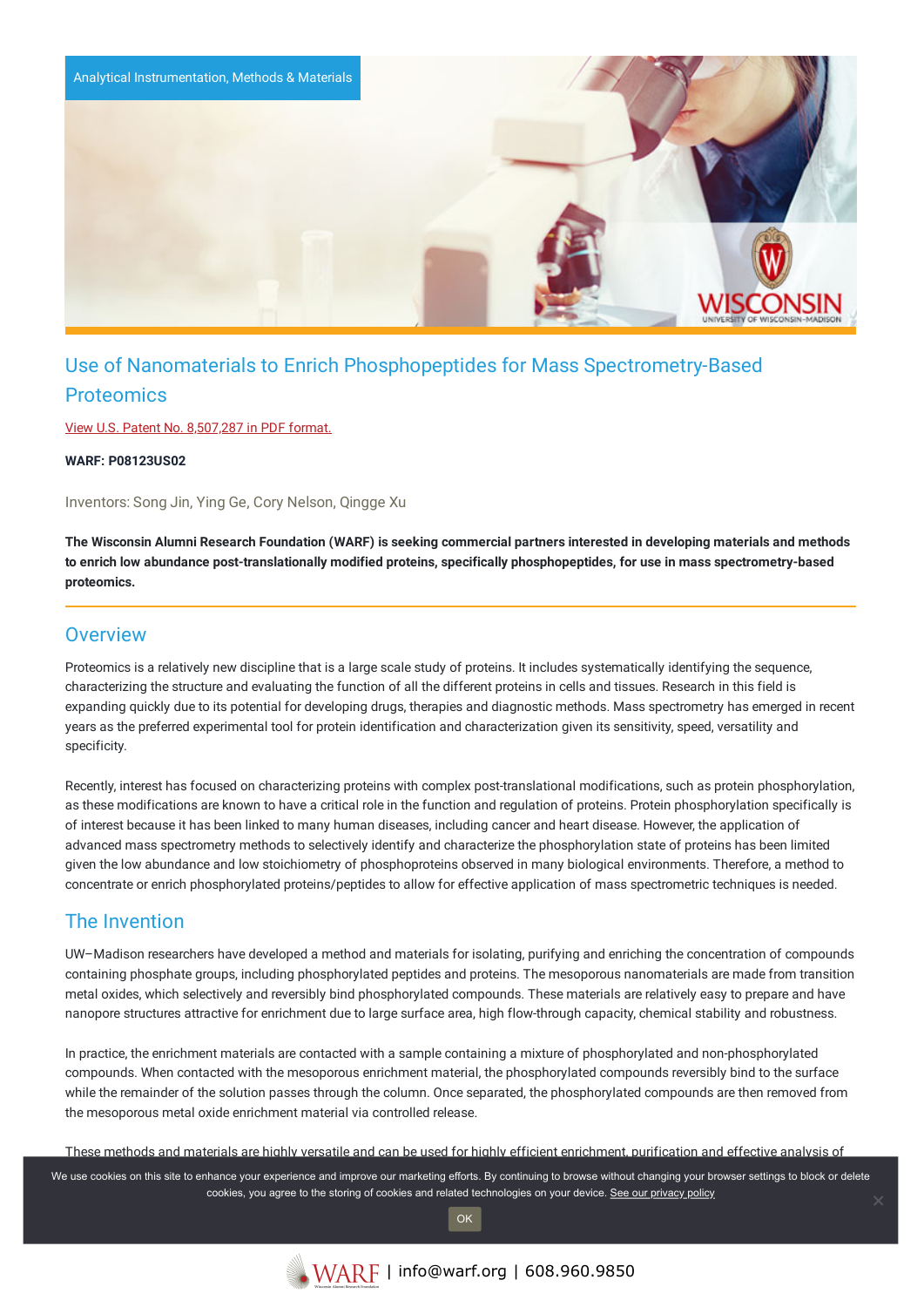Analytical Instrumentation, Methods & Materials

# Use of Nanomaterials to Enrich Phosphopeptides for Mass Spectrometry-Based Proteomics

View U.S. Patent No. 8,507,287 in PDF format.

**WARF: P08123US02**

Inventors: Song Jin, Ying Ge, Cory Nelson, Qingge Xu

**The Wisconsin Alumni Research Foundation (WARF) is seeking commercial partners interested in developing materials and methods to enrich low abundance post-translationally modified proteins, specifically phosphopeptides, for use in mass spectrometry-based proteomics.**

## Overview

Proteomics is a relatively new discipline that is a large scale study of proteins. It includes systematically identifying the sequence, characterizing the structure and evaluating the function of all the different proteins in cells and tissues. Research in this field is expanding quickly due to its potential for developing drugs, therapies and diagnostic methods. Mass spectrometry has emerged in recent years as the preferred experimental tool for protein identification and characterization given its sensitivity, speed, versatility and specificity.

Recently, interest has focused on characterizing proteins with complex post-translational modifications, such as protein phosphorylation, as these modifications are known to have a critical role in the function and regulation of proteins. Protein phosphorylation specifically is of interest because it has been linked to many human diseases, including cancer and heart disease. However, the application of advanced mass spectrometry methods to selectively identify and characterize the phosphorylation state of proteins has been limited given the low abundance and low stoichiometry of phosphoproteins observed in many biological environments. Therefore, a method to concentrate or enrich phosphorylated proteins/peptides to allow for effective application of mass spectrometric techniques is needed.

## The Invention

UW–Madison researchers have developed a method and materials for isolating, purifying and enriching the concentration of compounds containing phosphate groups, including phosphorylated peptides and proteins. The mesoporous nanomaterials are made from transition metal oxides, which selectively and reversibly bind phosphorylated compounds. These materials are relatively easy to prepare and have nanopore structures attractive for enrichment due to large surface area, high flow-through capacity, chemical stability and robustness.

In practice, the enrichment materials are contacted with a sample containing a mixture of phosphorylated and non-phosphorylated compounds. When contacted with the mesoporous enrichment material, the phosphorylated compounds reversibly bind to the surface while the remainder of the solution passes through the column. Once separated, the phosphorylated compounds are then removed from the mesoporous metal oxide enrichment material via controlled release.

These methods and materials are highly versatile and can be used for highly efficient enrichment, purification and effective analysis of

We use cookies on this site to enhance your experience and improve our marketing efforts. By continuing to browse without changing your browser settings to block or delete cookies, you agree to the storing of cookies and related technologies on your device. See our privacy policy

OK

WARF | info@warf.org | 608.960.9850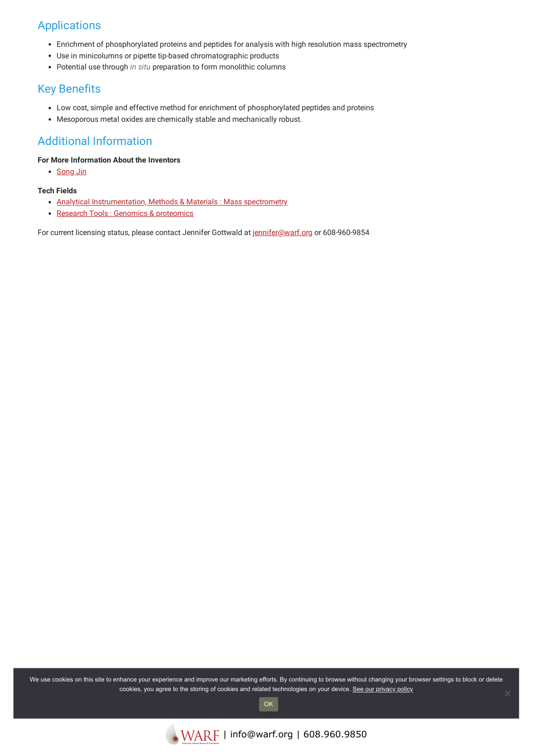## Applications

- Enrichment of phosphorylated proteins and peptides for analysis with high resolution mass spectrometry
- Use in minicolumns or pipette tip-based chromatographic products
- Potential use through *in situ* preparation to form monolithic columns

## Key Benefits

- Low cost, simple and effective method for enrichment of phosphorylated peptides and proteins
- Mesoporous metal oxides are chemically stable and mechanically robust.

## Additional Information

**For More Information About the Inventors**

- Song Jin

**Tech Fields**

- Analytical Instrumentation, Methods & Materials : Mass spectrometry
- Research Tools : Genomics & proteomics

For current licensing status, please contact Jennifer Gottwald at jennifer@warf.org or 608-960-9854